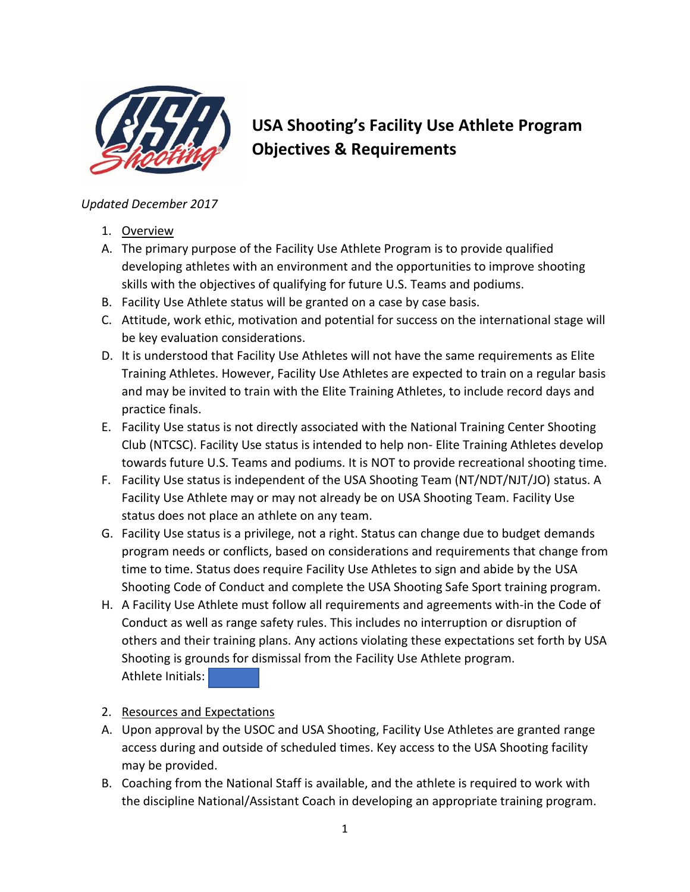# USA Shooting's Facility Use Athlete Program Objectives & Requirements

*Updated December 2017*

1. Overview

A. The primary purpose of the Facility Use Athlete Program is to provide qualified developing athletes with an environment and the opportunities to improve shooting skills with the objectives of qualifying for future U.S. Teams and podiums.

B. Facility Use Athlete status will be granted on a case by case basis.

C. Attitude, work ethic, motivation and potential for success on the international stage will be key evaluation considerations.

D. It is understood that Facility Use Athletes will not have the same requirements as Elite Training Athletes. However, Facility Use Athletes are expected to train on a regular basis and may be invited to train with the Elite Training Athletes, to include record days and practice finals.

E. Facility Use status is not directly associated with the National Training Center Shooting Club (NTCSC). Facility Use status is intended to help non- Elite Training Athletes develop towards future U.S. Teams and podiums. It is NOT to provide recreational shooting time.

F. Facility Use status is independent of the USA Shooting Team (NT/NDT/NJT/JO) status. A Facility Use Athlete may or may not already be on USA Shooting Team. Facility Use status does not place an athlete on any team.

G. Facility Use status is a privilege, not a right. Status can change due to budget demands program needs or conflicts, based on considerations and requirements that change from time to time. Status does require Facility Use Athletes to sign and abide by the USA Shooting Code of Conduct and complete the USA Shooting Safe Sport training program.

H. A Facility Use Athlete must follow all requirements and agreements with-in the Code of Conduct as well as range safety rules. This includes no interruption or disruption of others and their training plans. Any actions violating these expectations set forth by USA Shooting is grounds for dismissal from the Facility Use Athlete program.
Athlete Initials:

2. Resources and Expectations

A. Upon approval by the USOC and USA Shooting, Facility Use Athletes are granted range access during and outside of scheduled times. Key access to the USA Shooting facility may be provided.

B. Coaching from the National Staff is available, and the athlete is required to work with the discipline National/Assistant Coach in developing an appropriate training program.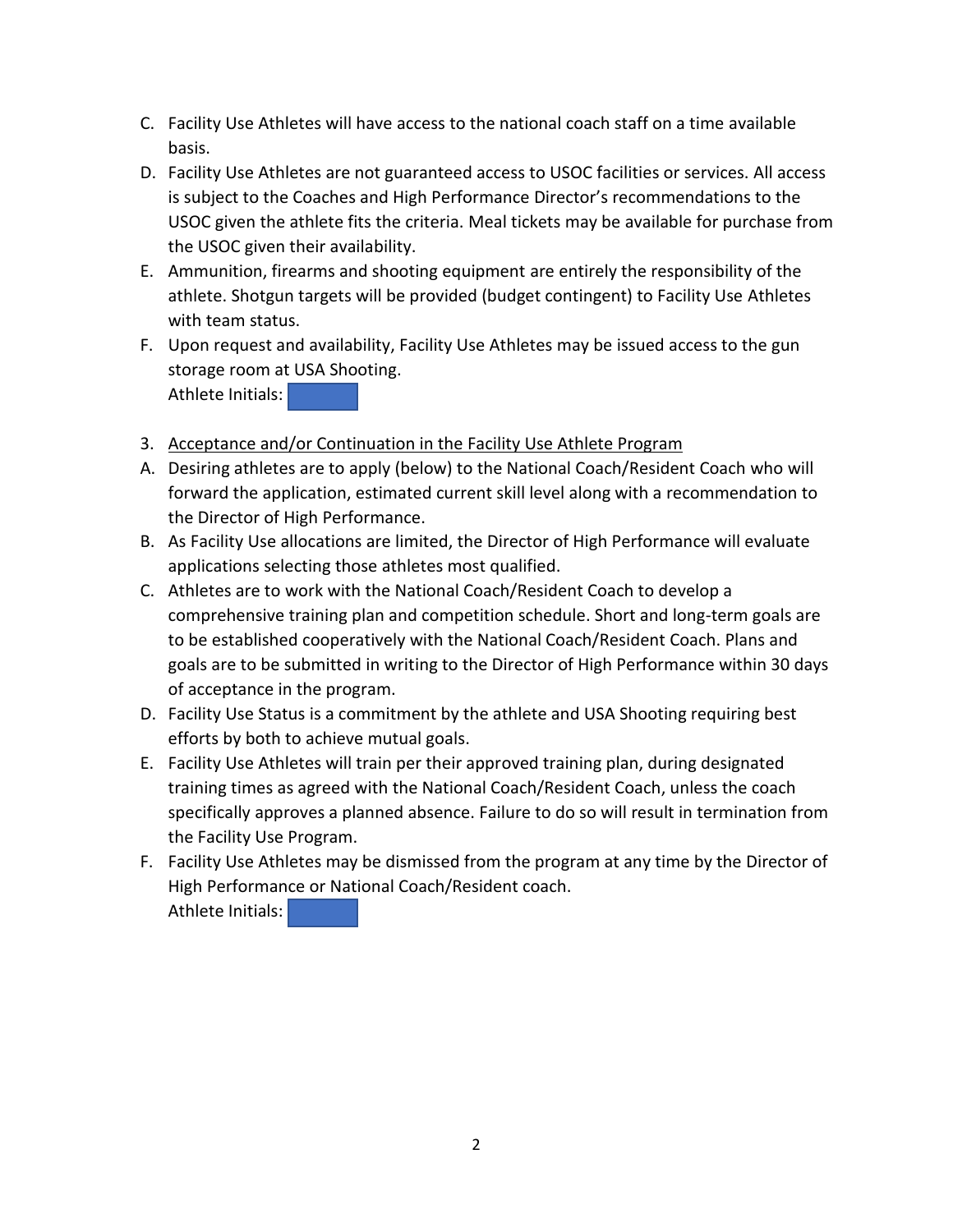C. Facility Use Athletes will have access to the national coach staff on a time available basis.

D. Facility Use Athletes are not guaranteed access to USOC facilities or services. All access is subject to the Coaches and High Performance Director's recommendations to the USOC given the athlete fits the criteria. Meal tickets may be available for purchase from the USOC given their availability.

E. Ammunition, firearms and shooting equipment are entirely the responsibility of the athlete. Shotgun targets will be provided (budget contingent) to Facility Use Athletes with team status.

F. Upon request and availability, Facility Use Athletes may be issued access to the gun storage room at USA Shooting.
Athlete Initials:

3. <u>Acceptance and/or Continuation in the Facility Use Athlete Program</u>

A. Desiring athletes are to apply (below) to the National Coach/Resident Coach who will forward the application, estimated current skill level along with a recommendation to the Director of High Performance.

B. As Facility Use allocations are limited, the Director of High Performance will evaluate applications selecting those athletes most qualified.

C. Athletes are to work with the National Coach/Resident Coach to develop a comprehensive training plan and competition schedule. Short and long-term goals are to be established cooperatively with the National Coach/Resident Coach. Plans and goals are to be submitted in writing to the Director of High Performance within 30 days of acceptance in the program.

D. Facility Use Status is a commitment by the athlete and USA Shooting requiring best efforts by both to achieve mutual goals.

E. Facility Use Athletes will train per their approved training plan, during designated training times as agreed with the National Coach/Resident Coach, unless the coach specifically approves a planned absence. Failure to do so will result in termination from the Facility Use Program.

F. Facility Use Athletes may be dismissed from the program at any time by the Director of High Performance or National Coach/Resident coach.
Athlete Initials: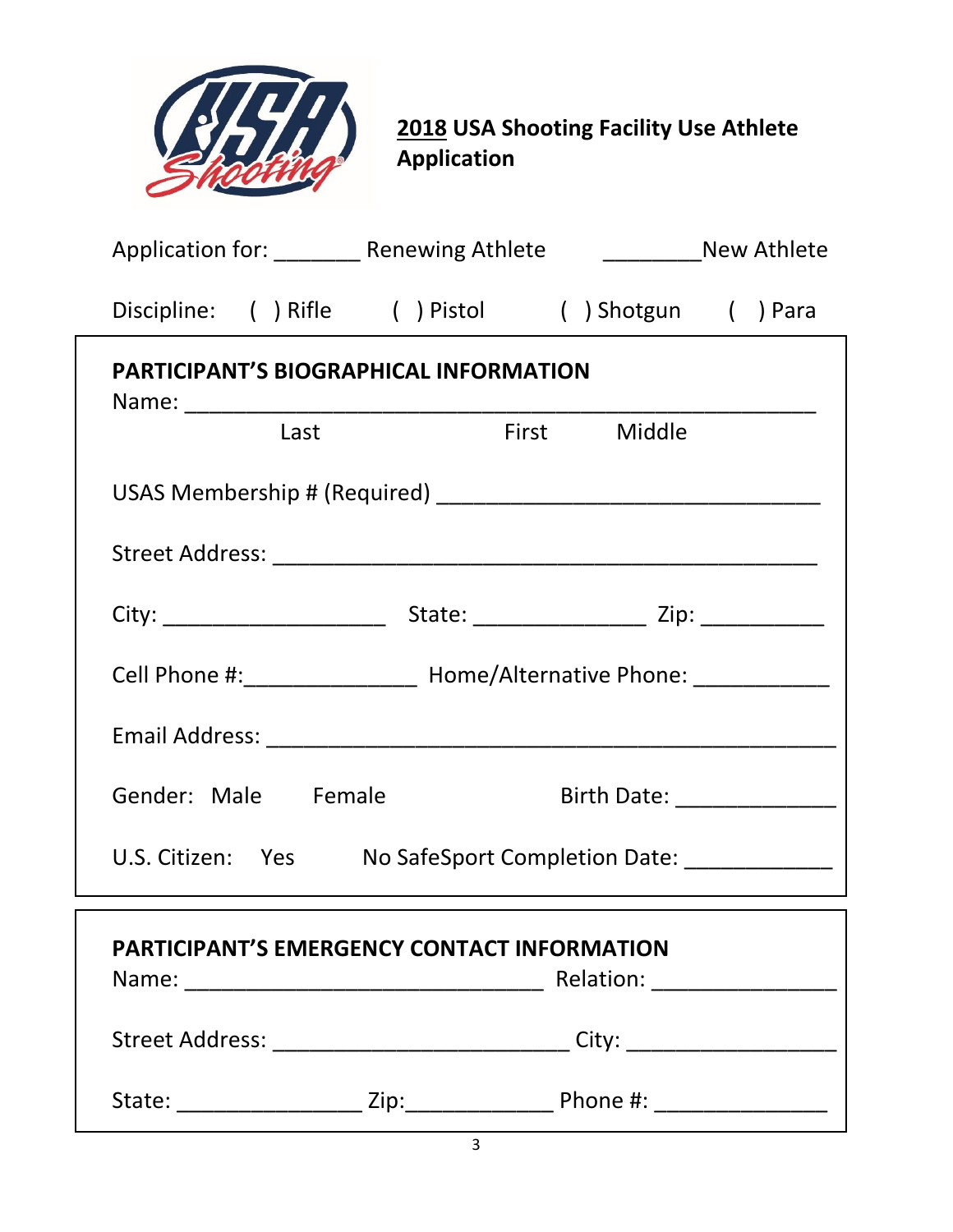# 2018 USA Shooting Facility Use Athlete Application

Application for: _______ Renewing Athlete ________New Athlete

Discipline: ( ) Rifle ( ) Pistol ( ) Shotgun ( ) Para

## PARTICIPANT'S BIOGRAPHICAL INFORMATION

Name: ______________________________________________
Last First Middle

USAS Membership # (Required) ______________________________

Street Address: ___________________________________________

City: __________________ State: ______________ Zip: __________

Cell Phone #:______________ Home/Alternative Phone: ___________

Email Address: _____________________________________________

Gender: Male Female Birth Date: _____________

U.S. Citizen: Yes No SafeSport Completion Date: ____________

## PARTICIPANT'S EMERGENCY CONTACT INFORMATION

Name: _____________________________ Relation: _______________

Street Address: ________________________ City: _________________

State: _______________ Zip:____________ Phone #: ______________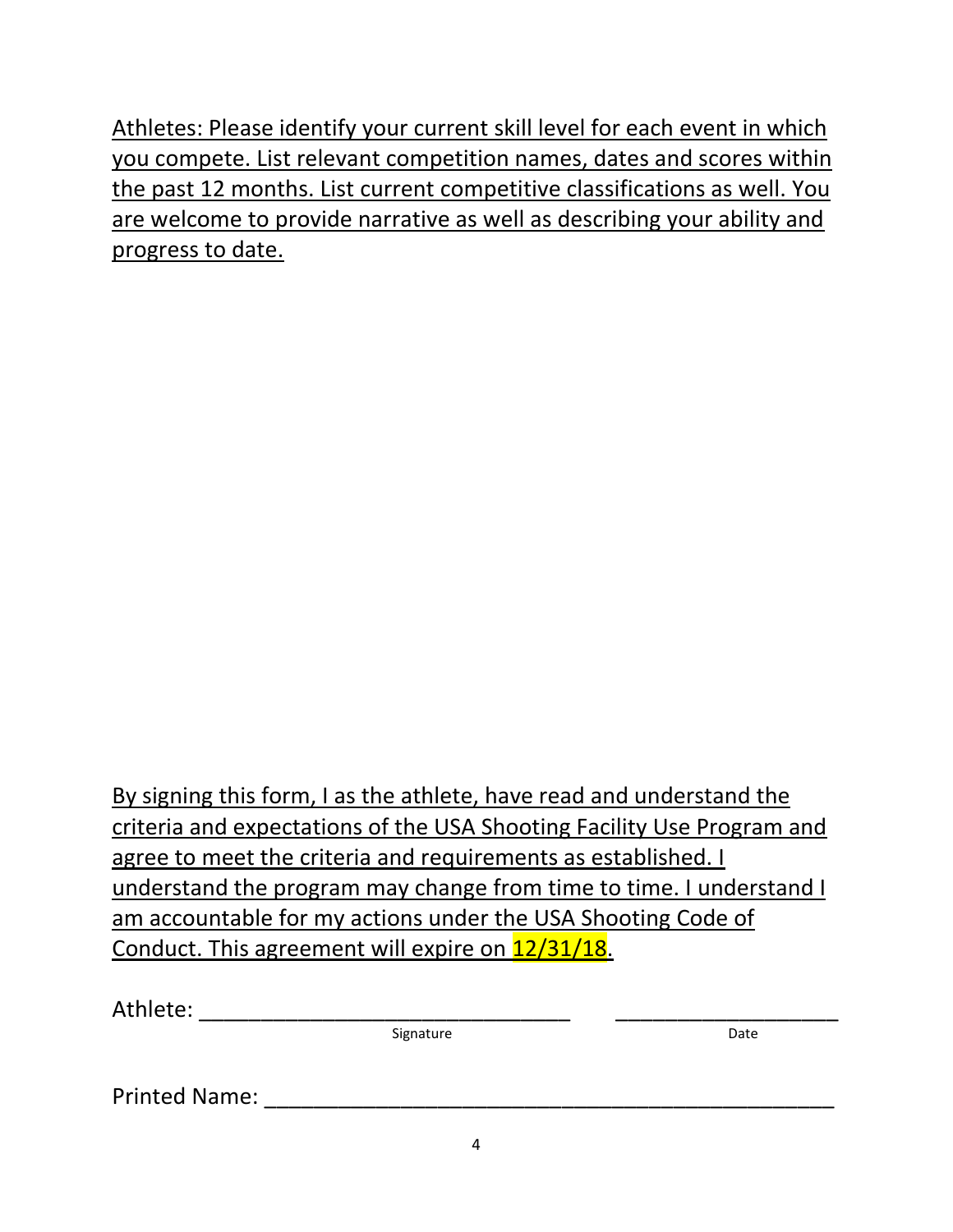Athletes: Please identify your current skill level for each event in which you compete. List relevant competition names, dates and scores within the past 12 months. List current competitive classifications as well. You are welcome to provide narrative as well as describing your ability and progress to date.

By signing this form, I as the athlete, have read and understand the criteria and expectations of the USA Shooting Facility Use Program and agree to meet the criteria and requirements as established. I understand the program may change from time to time. I understand I am accountable for my actions under the USA Shooting Code of Conduct. This agreement will expire on 12/31/18.

Athlete: ______________________________ ____________________

Signature Date

Printed Name: ______________________________________________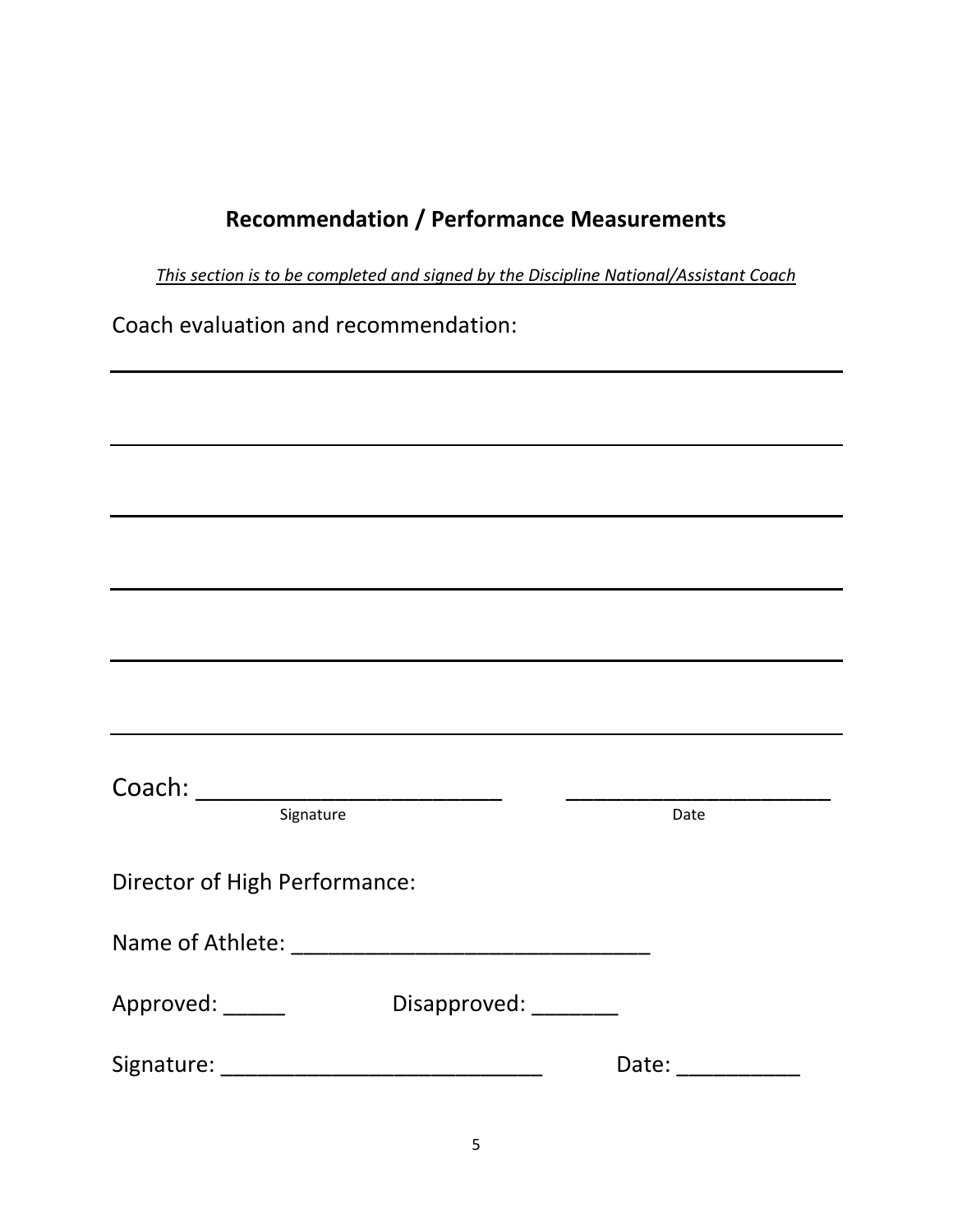## Recommendation / Performance Measurements

*This section is to be completed and signed by the Discipline National/Assistant Coach*

Coach evaluation and recommendation:

______________________________________________________________

______________________________________________________________

______________________________________________________________

______________________________________________________________

______________________________________________________________

______________________________________________________________

Coach: ______________________ ______________________
Signature Date

Director of High Performance:

Name of Athlete: ____________________________

Approved: _____ Disapproved: _______

Signature: __________________________ Date: __________